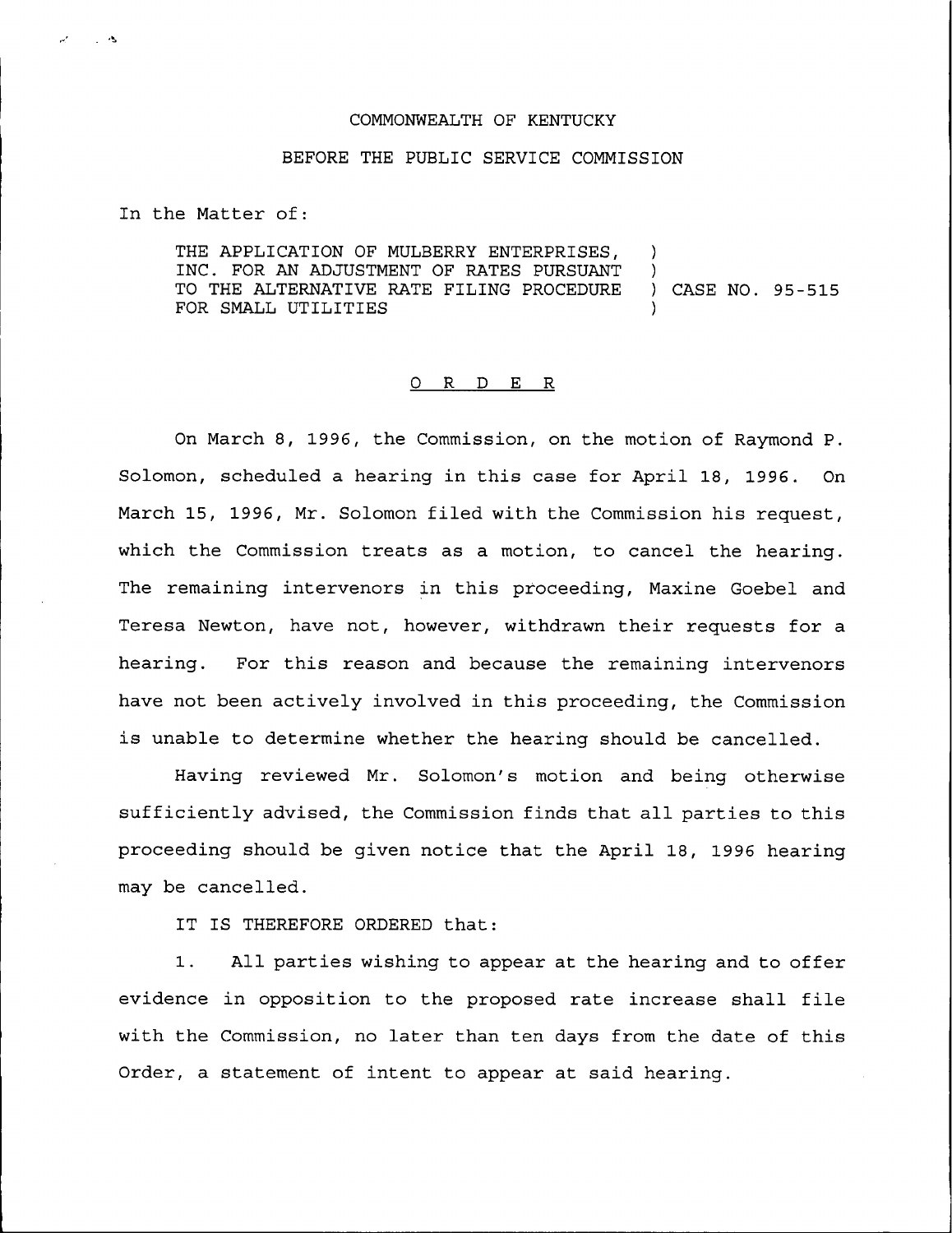COMMONWEALTH OF KENTUCKY

BEFORE THE PUBLIC SERVICE COMMISSION

In the Matter of:

THE APPLICATION OF MULBERRY ENTERPRISES, INC. FOR AN ADJUSTMENT OF RATES PURSUANT TO THE ALTERNATIVE RATE FILING PROCEDURE FOR SMALL UTILITIES ) CASE NO. 95-515

## O R D E R

On March 8, 1996, the Commission, on the motion of Raymond P. Solomon, scheduled a hearing in this case for April 18, 1996. On March 15, 1996, Mr. Solomon filed with the Commission his request, which the Commission treats as a motion, to cancel the hearing. The remaining intervenors in this proceeding, Maxine Goebel and Teresa Newton, have not, however, withdrawn their requests for a hearing. For this reason and because the remaining intervenors have not been actively involved in this proceeding, the Commission is unable to determine whether the hearing should be cancelled.

Having reviewed Mr. Solomon's motion and being otherwise sufficiently advised, the Commission finds that all parties to this proceeding should be given notice that the April 18, 1996 hearing may be cancelled.

IT IS THEREFORE ORDERED that:

1. All parties wishing to appear at the hearing and to offer evidence in opposition to the proposed rate increase shall file with the Commission, no later than ten days from the date of this Order, a statement of intent to appear at said hearing.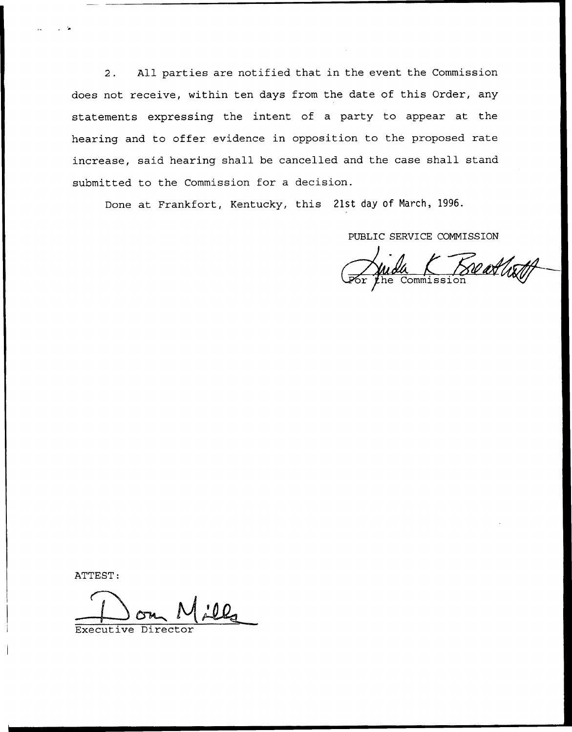2. All parties are notified that in the event the Commission does not receive, within ten days from the date of this Order, any statements expressing the intent of a party to appear at the hearing and to offer evidence in opposition to the proposed rate increase, said hearing shall be cancelled and the case shall stand submitted to the Commission for a decision.

Done at Frankfort, Kentucky, this 21st day of March, 1996.

PUBLIC SERVICE COMMISSION

For the Commission

ATTEST:

Executive Director